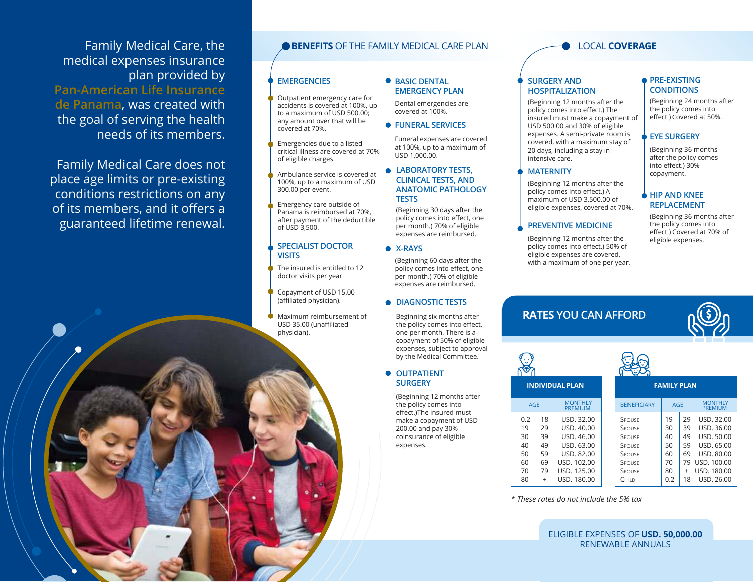Family Medical Care, the medical expenses insurance plan provided by **Pan-American Life Insurance de Panama**, was created with the goal of serving the health needs of its members.

Family Medical Care does not place age limits or pre-existing conditions restrictions on any of its members, and it offers a guaranteed lifetime renewal.

## BENEFITS OF THE FAMILY MEDICAL CARE PLAN

### EMERGENCIES

- Outpatient emergency care for accidents is covered at 100%, up to a maximum of USD 500.00; any amount over that will be covered at 70%.
- Emergencies due to a listed critical illness are covered at 70% of eligible charges.
- Ambulance service is covered at 100%, up to a maximum of USD 300.00 per event.
- Emergency care outside of Panama is reimbursed at 70%, after payment of the deductible of USD 3,500.

### SPECIALIST DOCTOR VISITS

- The insured is entitled to 12 doctor visits per year.
- Copayment of USD 15.00 (affiliated physician).
- Maximum reimbursement of USD 35.00 (unaffiliated physician).

### BASIC DENTAL EMERGENCY PLAN

Dental emergencies are covered at 100%.

### FUNERAL SERVICES

Funeral expenses are covered at 100%, up to a maximum of USD 1,000.00.

### LABORATORY TESTS, CLINICAL TESTS, AND ANATOMIC PATHOLOGY TESTS

(Beginning 30 days after the policy comes into effect, one per month.) 70% of eligible expenses are reimbursed.

### X-RAYS

(Beginning 60 days after the policy comes into effect, one per month.) 70% of eligible expenses are reimbursed.

### DIAGNOSTIC TESTS

Beginning six months after the policy comes into effect, one per month. There is a copayment of 50% of eligible expenses, subject to approval by the Medical Committee.

### OUTPATIENT SURGERY

(Beginning 12 months after the policy comes into effect.)The insured must make a copayment of USD 200.00 and pay 30% coinsurance of eligible expenses.

## LOCAL COVERAGE

### SURGERY AND HOSPITALIZATION

(Beginning 12 months after the policy comes into effect.) The insured must make a copayment of USD 500.00 and 30% of eligible expenses. A semi-private room is covered, with a maximum stay of 20 days, including a stay in intensive care.

### MATERNITY

(Beginning 12 months after the policy comes into effect.) A maximum of USD 3,500.00 of eligible expenses, covered at 70%.

### PREVENTIVE MEDICINE

(Beginning 12 months after the policy comes into effect.) 50% of eligible expenses are covered, with a maximum of one per year.

### PRE-EXISTING CONDITIONS

(Beginning 24 months after the policy comes into effect.) Covered at 50%.

### EYE SURGERY

(Beginning 36 months after the policy comes into effect.) 30% copayment.

### HIP AND KNEE REPLACEMENT

(Beginning 36 months after the policy comes into effect.) Covered at 70% of eligible expenses.

## RATES YOU CAN AFFORD

**INDIVIDUAL PLAN**

| AGE | | MONTHLY PREMIUM |
|---|---|---|
| 0.2 | 18 | USD. 32.00 |
| 19 | 29 | USD. 40.00 |
| 30 | 39 | USD. 46.00 |
| 40 | 49 | USD. 63.00 |
| 50 | 59 | USD. 82.00 |
| 60 | 69 | USD. 102.00 |
| 70 | 79 | USD. 125.00 |
| 80 | + | USD. 180.00 |

**FAMILY PLAN**

| BENEFICIARY | AGE | | MONTHLY PREMIUM |
|---|---|---|---|
| Spouse | 19 | 29 | USD. 32.00 |
| Spouse | 30 | 39 | USD. 36.00 |
| Spouse | 40 | 49 | USD. 50.00 |
| Spouse | 50 | 59 | USD. 65.00 |
| Spouse | 60 | 69 | USD. 80.00 |
| Spouse | 70 | 79 | USD. 100.00 |
| Spouse | 80 | + | USD. 180.00 |
| Child | 0.2 | 18 | USD. 26.00 |

*\* These rates do not include the 5% tax*

ELIGIBLE EXPENSES OF **USD. 50,000.00**
RENEWABLE ANNUALS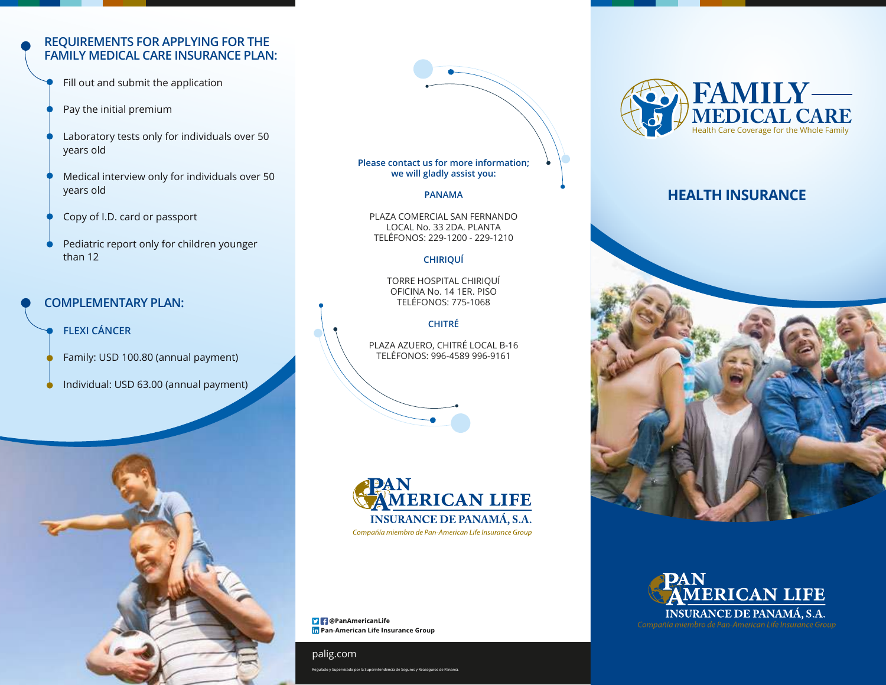## REQUIREMENTS FOR APPLYING FOR THE FAMILY MEDICAL CARE INSURANCE PLAN:

- Fill out and submit the application
- Pay the initial premium
- Laboratory tests only for individuals over 50 years old
- Medical interview only for individuals over 50 years old
- Copy of I.D. card or passport
- Pediatric report only for children younger than 12

## COMPLEMENTARY PLAN:

- **FLEXI CÁNCER**
- Family: USD 100.80 (annual payment)
- Individual: USD 63.00 (annual payment)

**Please contact us for more information; we will gladly assist you:**

**PANAMA**

PLAZA COMERCIAL SAN FERNANDO
LOCAL No. 33 2DA. PLANTA
TELÉFONOS: 229-1200 - 229-1210

**CHIRIQUÍ**

TORRE HOSPITAL CHIRIQUÍ
OFICINA No. 14 1ER. PISO
TELÉFONOS: 775-1068

**CHITRÉ**

PLAZA AZUERO, CHITRÉ LOCAL B-16
TELÉFONOS: 996-4589 996-9161

PAN AMERICAN LIFE
INSURANCE DE PANAMÁ, S.A.
*Compañía miembro de Pan-American Life Insurance Group*

@PanAmericanLife
Pan-American Life Insurance Group

palig.com

Regulado y Supervisado por la Superintendencia de Seguros y Reaseguros de Panamá.

# FAMILY MEDICAL CARE

Health Care Coverage for the Whole Family

## HEALTH INSURANCE

PAN AMERICAN LIFE
INSURANCE DE PANAMÁ, S.A.
*Compañía miembro de Pan-American Life Insurance Group*